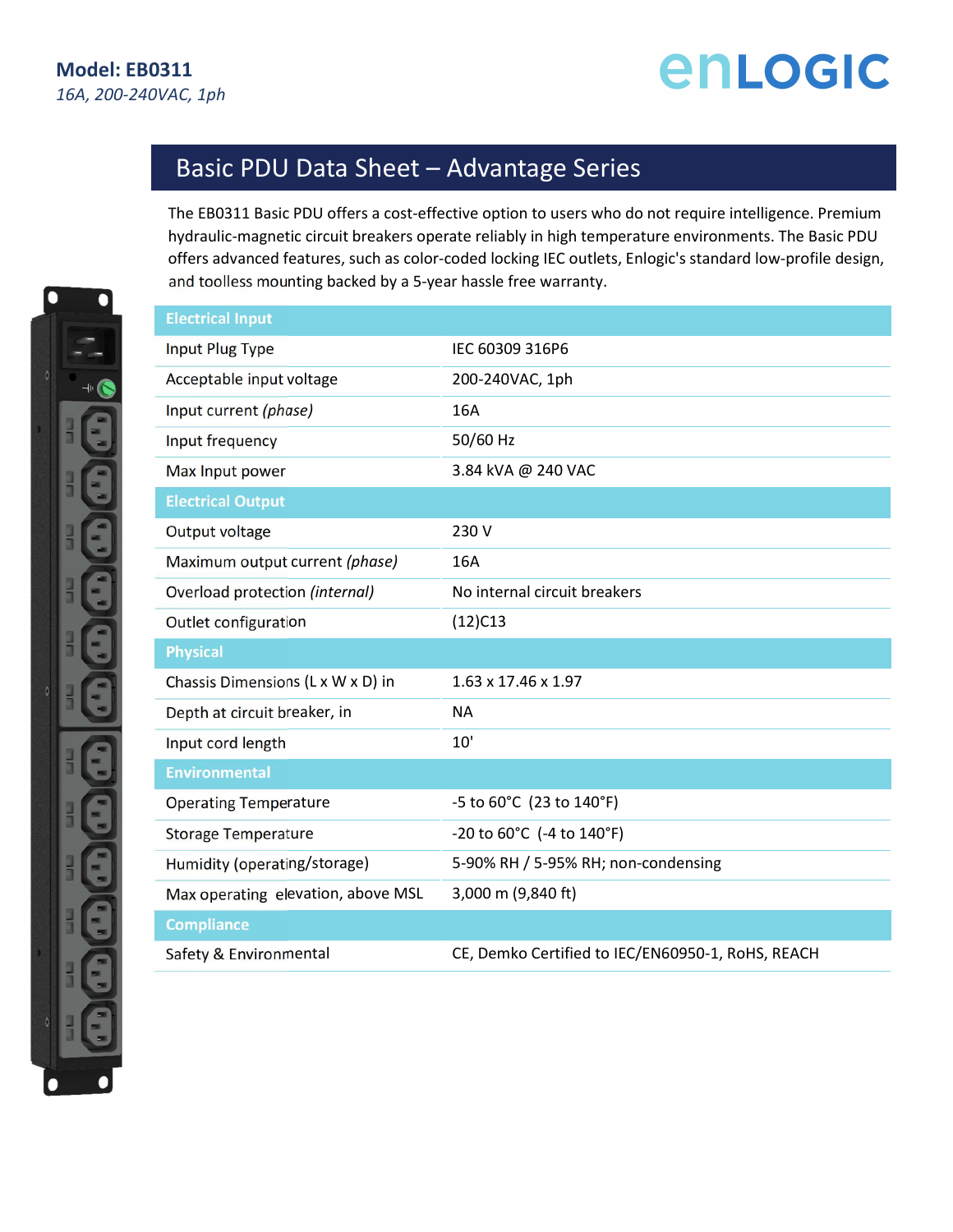**Model: EB0311**

*16A, 200-240VAC, 1ph*

ENLOGIC

# Basic PDU Data Sheet – Advantage Series

The EB0311 Basic PDU offers a cost-effective option to users who do not require intelligence. Premium hydraulic-magnetic circuit breakers operate reliably in high temperature environments. The Basic PDU offers advanced features, such as color-coded locking IEC outlets, Enlogic's standard low-profile design, and toolless mounting backed by a 5-year hassle free warranty.

| Electrical Input | |
|---|---|
| Input Plug Type | IEC 60309 316P6 |
| Acceptable input voltage | 200-240VAC, 1ph |
| Input current *(phase)* | 16A |
| Input frequency | 50/60 Hz |
| Max Input power | 3.84 kVA @ 240 VAC |
| **Electrical Output** | |
| Output voltage | 230 V |
| Maximum output current *(phase)* | 16A |
| Overload protection *(internal)* | No internal circuit breakers |
| Outlet configuration | (12)C13 |
| **Physical** | |
| Chassis Dimensions (L x W x D) in | 1.63 x 17.46 x 1.97 |
| Depth at circuit breaker, in | NA |
| Input cord length | 10' |
| **Environmental** | |
| Operating Temperature | -5 to 60°C (23 to 140°F) |
| Storage Temperature | -20 to 60°C (-4 to 140°F) |
| Humidity (operating/storage) | 5-90% RH / 5-95% RH; non-condensing |
| Max operating elevation, above MSL | 3,000 m (9,840 ft) |
| **Compliance** | |
| Safety & Environmental | CE, Demko Certified to IEC/EN60950-1, RoHS, REACH |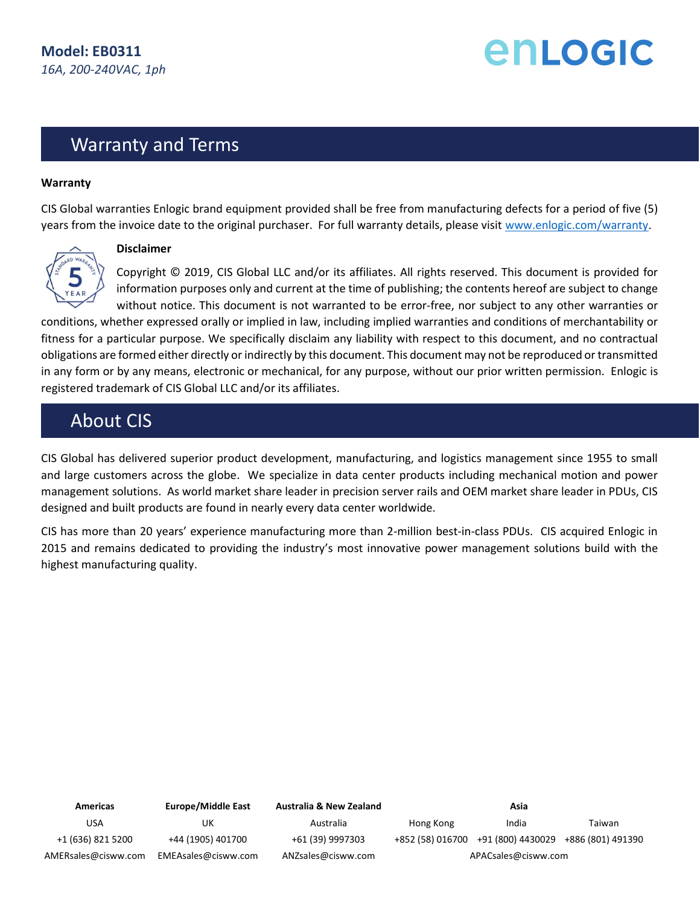## Warranty and Terms

**Warranty**

CIS Global warranties Enlogic brand equipment provided shall be free from manufacturing defects for a period of five (5) years from the invoice date to the original purchaser. For full warranty details, please visit www.enlogic.com/warranty.

**Disclaimer**

Copyright © 2019, CIS Global LLC and/or its affiliates. All rights reserved. This document is provided for information purposes only and current at the time of publishing; the contents hereof are subject to change without notice. This document is not warranted to be error-free, nor subject to any other warranties or conditions, whether expressed orally or implied in law, including implied warranties and conditions of merchantability or fitness for a particular purpose. We specifically disclaim any liability with respect to this document, and no contractual obligations are formed either directly or indirectly by this document. This document may not be reproduced or transmitted in any form or by any means, electronic or mechanical, for any purpose, without our prior written permission. Enlogic is registered trademark of CIS Global LLC and/or its affiliates.

## About CIS

CIS Global has delivered superior product development, manufacturing, and logistics management since 1955 to small and large customers across the globe. We specialize in data center products including mechanical motion and power management solutions. As world market share leader in precision server rails and OEM market share leader in PDUs, CIS designed and built products are found in nearly every data center worldwide.

CIS has more than 20 years' experience manufacturing more than 2-million best-in-class PDUs. CIS acquired Enlogic in 2015 and remains dedicated to providing the industry's most innovative power management solutions build with the highest manufacturing quality.

| **Americas** | **Europe/Middle East** | **Australia & New Zealand** | **Asia** | | |
|---|---|---|---|---|---|
| USA | UK | Australia | Hong Kong | India | Taiwan |
| +1 (636) 821 5200 | +44 (1905) 401700 | +61 (39) 9997303 | +852 (58) 016700 | +91 (800) 4430029 | +886 (801) 491390 |
| AMERsales@cisww.com | EMEAsales@cisww.com | ANZsales@cisww.com | APACsales@cisww.com | | |